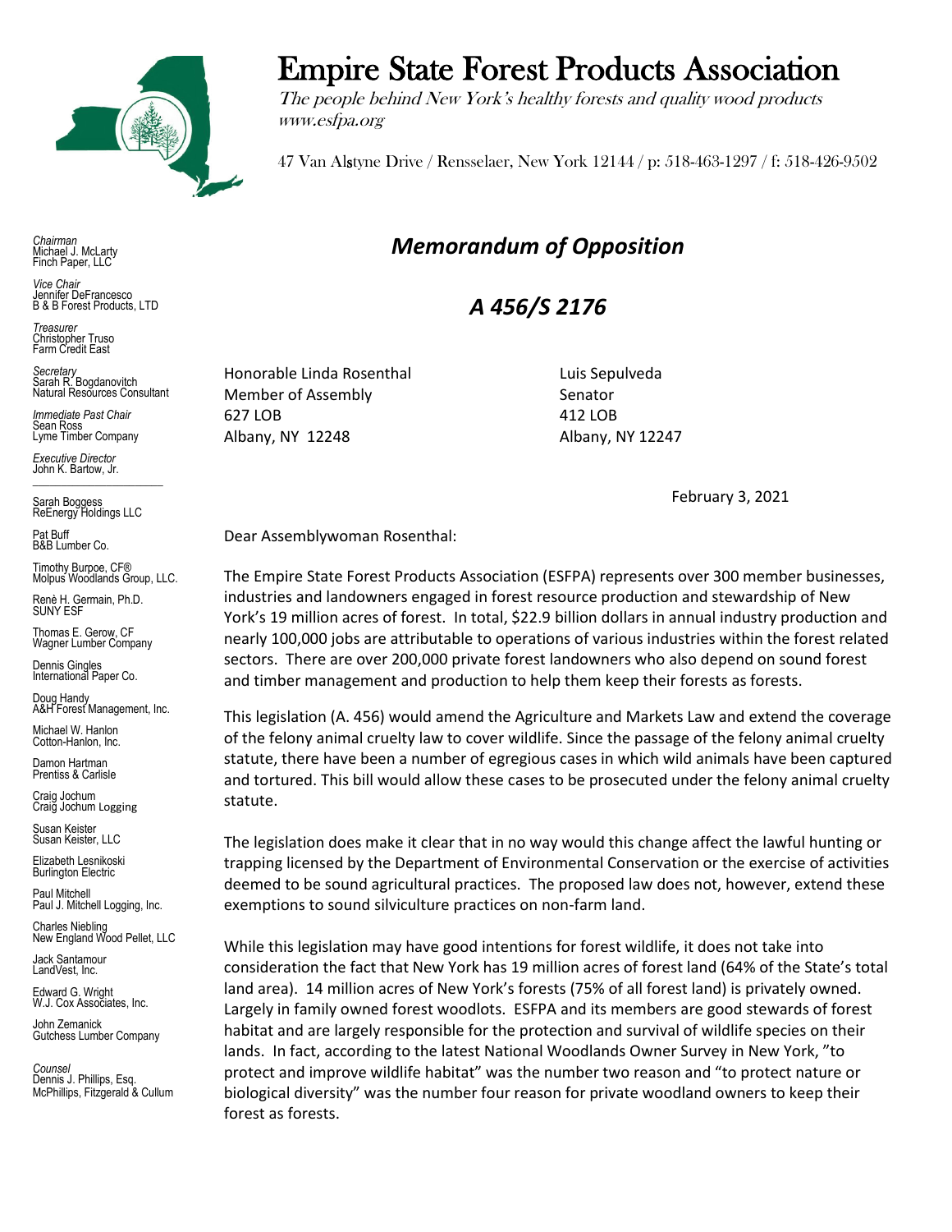# Empire State Forest Products Association

*The people behind New York's healthy forests and quality wood products*
*www.esfpa.org*

47 Van Alstyne Drive / Rensselaer, New York 12144 / p: 518-463-1297 / f: 518-426-9502

*Chairman*
Michael J. McLarty
Finch Paper, LLC

*Vice Chair*
Jennifer DeFrancesco
B & B Forest Products, LTD

*Treasurer*
Christopher Truso
Farm Credit East

*Secretary*
Sarah R. Bogdanovitch
Natural Resources Consultant

*Immediate Past Chair*
Sean Ross
Lyme Timber Company

*Executive Director*
John K. Bartow, Jr.

Sarah Boggess
ReEnergy Holdings LLC

Pat Buff
B&B Lumber Co.

Timothy Burpoe, CF®
Molpus Woodlands Group, LLC.

Renè H. Germain, Ph.D.
SUNY ESF

Thomas E. Gerow, CF
Wagner Lumber Company

Dennis Gingles
International Paper Co.

Doug Handy
A&H Forest Management, Inc.

Michael W. Hanlon
Cotton-Hanlon, Inc.

Damon Hartman
Prentiss & Carlisle

Craig Jochum
Craig Jochum Logging

Susan Keister
Susan Keister, LLC

Elizabeth Lesnikoski
Burlington Electric

Paul Mitchell
Paul J. Mitchell Logging, Inc.

Charles Niebling
New England Wood Pellet, LLC

Jack Santamour
LandVest, Inc.

Edward G. Wright
W.J. Cox Associates, Inc.

John Zemanick
Gutchess Lumber Company

*Counsel*
Dennis J. Phillips, Esq.
McPhillips, Fitzgerald & Cullum

## *Memorandum of Opposition*

## *A 456/S 2176*

Honorable Linda Rosenthal
Member of Assembly
627 LOB
Albany, NY 12248

Luis Sepulveda
Senator
412 LOB
Albany, NY 12247

February 3, 2021

Dear Assemblywoman Rosenthal:

The Empire State Forest Products Association (ESFPA) represents over 300 member businesses, industries and landowners engaged in forest resource production and stewardship of New York's 19 million acres of forest. In total, $22.9 billion dollars in annual industry production and nearly 100,000 jobs are attributable to operations of various industries within the forest related sectors. There are over 200,000 private forest landowners who also depend on sound forest and timber management and production to help them keep their forests as forests.

This legislation (A. 456) would amend the Agriculture and Markets Law and extend the coverage of the felony animal cruelty law to cover wildlife. Since the passage of the felony animal cruelty statute, there have been a number of egregious cases in which wild animals have been captured and tortured. This bill would allow these cases to be prosecuted under the felony animal cruelty statute.

The legislation does make it clear that in no way would this change affect the lawful hunting or trapping licensed by the Department of Environmental Conservation or the exercise of activities deemed to be sound agricultural practices. The proposed law does not, however, extend these exemptions to sound silviculture practices on non-farm land.

While this legislation may have good intentions for forest wildlife, it does not take into consideration the fact that New York has 19 million acres of forest land (64% of the State's total land area). 14 million acres of New York's forests (75% of all forest land) is privately owned. Largely in family owned forest woodlots. ESFPA and its members are good stewards of forest habitat and are largely responsible for the protection and survival of wildlife species on their lands. In fact, according to the latest National Woodlands Owner Survey in New York, "to protect and improve wildlife habitat" was the number two reason and "to protect nature or biological diversity" was the number four reason for private woodland owners to keep their forest as forests.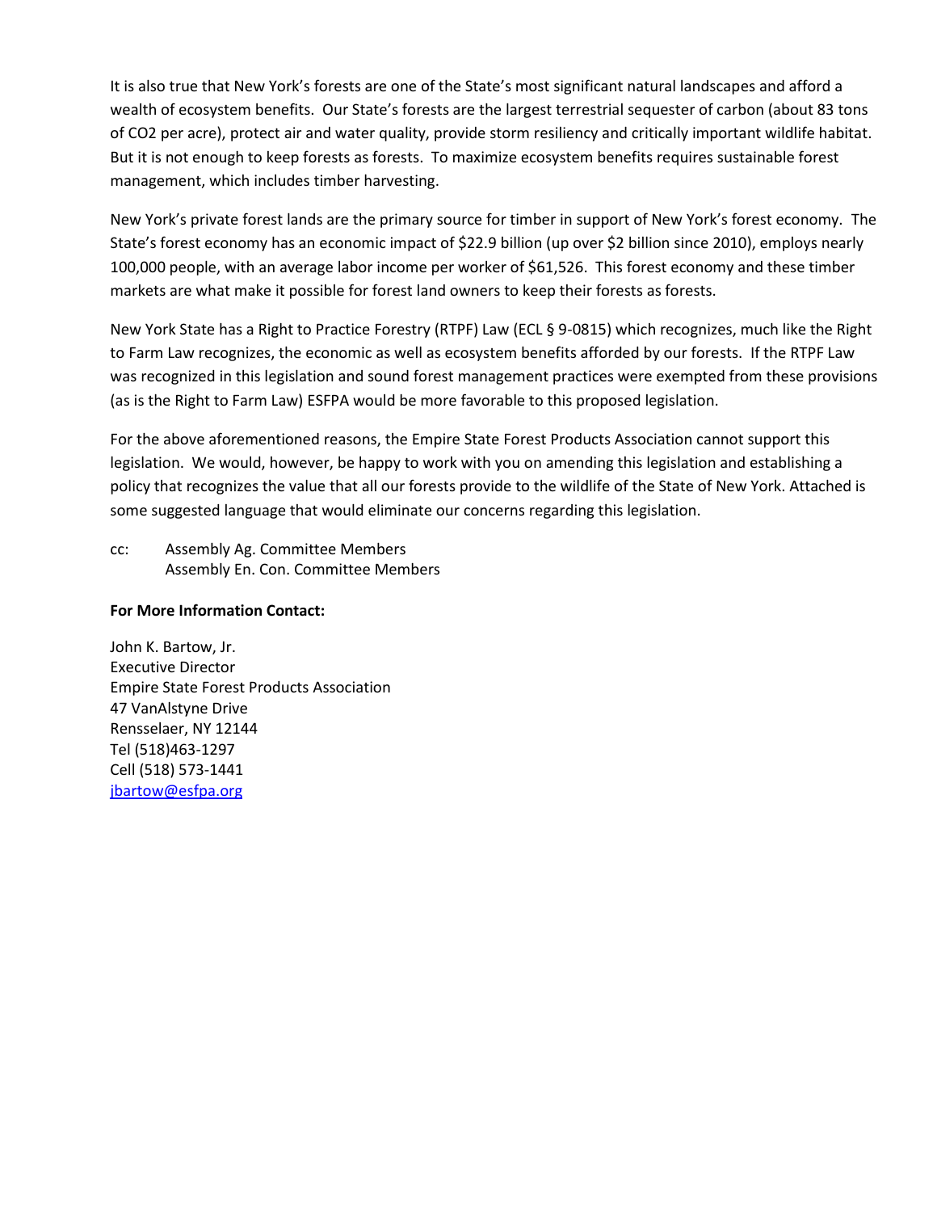It is also true that New York's forests are one of the State's most significant natural landscapes and afford a wealth of ecosystem benefits. Our State's forests are the largest terrestrial sequester of carbon (about 83 tons of $CO_2$ per acre), protect air and water quality, provide storm resiliency and critically important wildlife habitat. But it is not enough to keep forests as forests. To maximize ecosystem benefits requires sustainable forest management, which includes timber harvesting.

New York's private forest lands are the primary source for timber in support of New York's forest economy. The State's forest economy has an economic impact of $22.9 billion (up over $2 billion since 2010), employs nearly 100,000 people, with an average labor income per worker of $61,526. This forest economy and these timber markets are what make it possible for forest land owners to keep their forests as forests.

New York State has a Right to Practice Forestry (RTPF) Law (ECL § 9-0815) which recognizes, much like the Right to Farm Law recognizes, the economic as well as ecosystem benefits afforded by our forests. If the RTPF Law was recognized in this legislation and sound forest management practices were exempted from these provisions (as is the Right to Farm Law) ESFPA would be more favorable to this proposed legislation.

For the above aforementioned reasons, the Empire State Forest Products Association cannot support this legislation. We would, however, be happy to work with you on amending this legislation and establishing a policy that recognizes the value that all our forests provide to the wildlife of the State of New York. Attached is some suggested language that would eliminate our concerns regarding this legislation.

cc: Assembly Ag. Committee Members
Assembly En. Con. Committee Members

**For More Information Contact:**

John K. Bartow, Jr.
Executive Director
Empire State Forest Products Association
47 VanAlstyne Drive
Rensselaer, NY 12144
Tel (518)463-1297
Cell (518) 573-1441
jbartow@esfpa.org